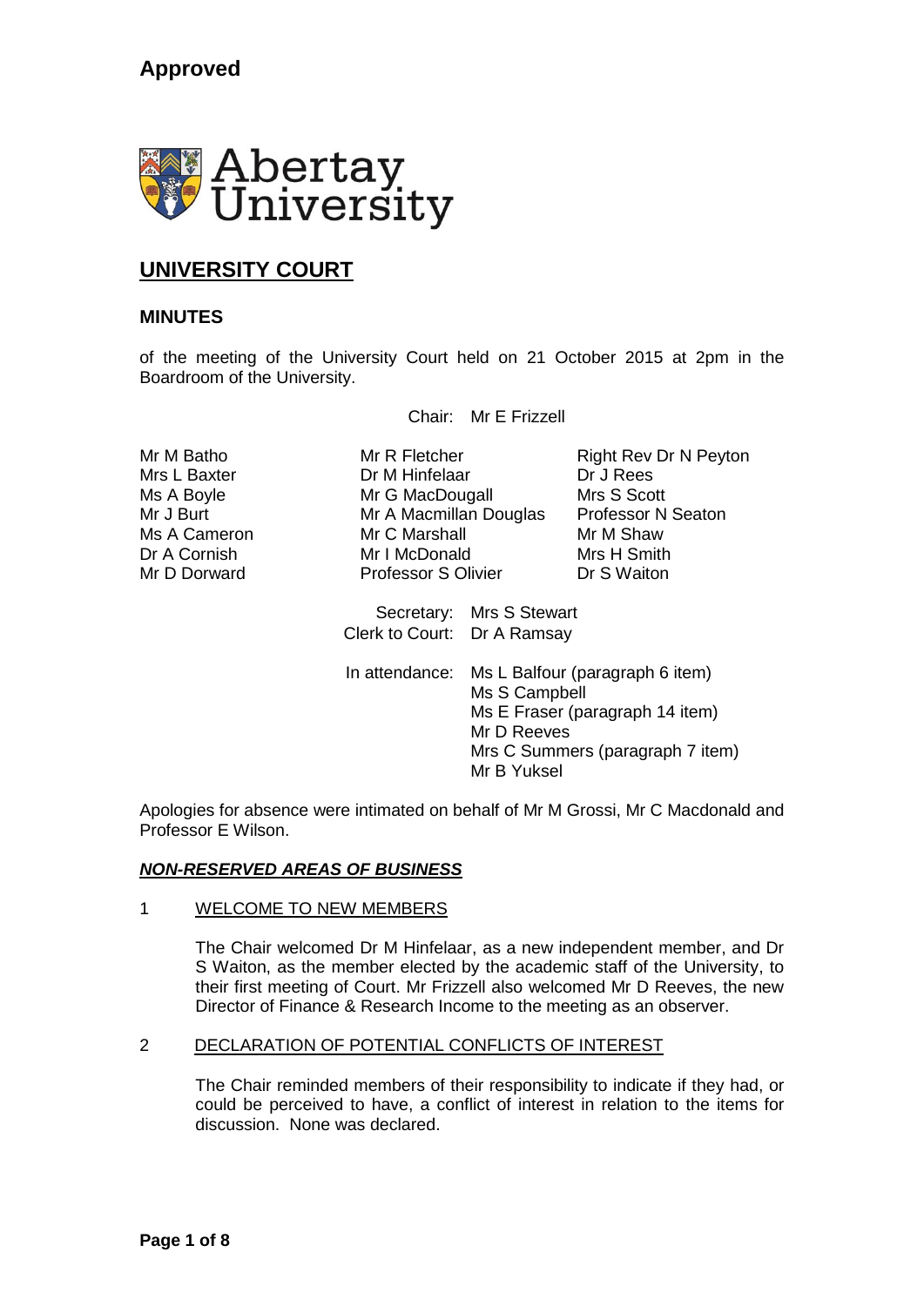**Approved**

Abertay University

# UNIVERSITY COURT

## MINUTES

of the meeting of the University Court held on 21 October 2015 at 2pm in the Boardroom of the University.

Chair: Mr E Frizzell

Mr M Batho
Mrs L Baxter
Ms A Boyle
Mr J Burt
Ms A Cameron
Dr A Cornish
Mr D Dorward
Mr R Fletcher
Dr M Hinfelaar
Mr G MacDougall
Mr A Macmillan Douglas
Mr C Marshall
Mr I McDonald
Professor S Olivier
Right Rev Dr N Peyton
Dr J Rees
Mrs S Scott
Professor N Seaton
Mr M Shaw
Mrs H Smith
Dr S Waiton

Secretary: Mrs S Stewart
Clerk to Court: Dr A Ramsay

In attendance: Ms L Balfour (paragraph 6 item)
Ms S Campbell
Ms E Fraser (paragraph 14 item)
Mr D Reeves
Mrs C Summers (paragraph 7 item)
Mr B Yuksel

Apologies for absence were intimated on behalf of Mr M Grossi, Mr C Macdonald and Professor E Wilson.

***NON-RESERVED AREAS OF BUSINESS***

1 WELCOME TO NEW MEMBERS

The Chair welcomed Dr M Hinfelaar, as a new independent member, and Dr S Waiton, as the member elected by the academic staff of the University, to their first meeting of Court. Mr Frizzell also welcomed Mr D Reeves, the new Director of Finance & Research Income to the meeting as an observer.

2 DECLARATION OF POTENTIAL CONFLICTS OF INTEREST

The Chair reminded members of their responsibility to indicate if they had, or could be perceived to have, a conflict of interest in relation to the items for discussion. None was declared.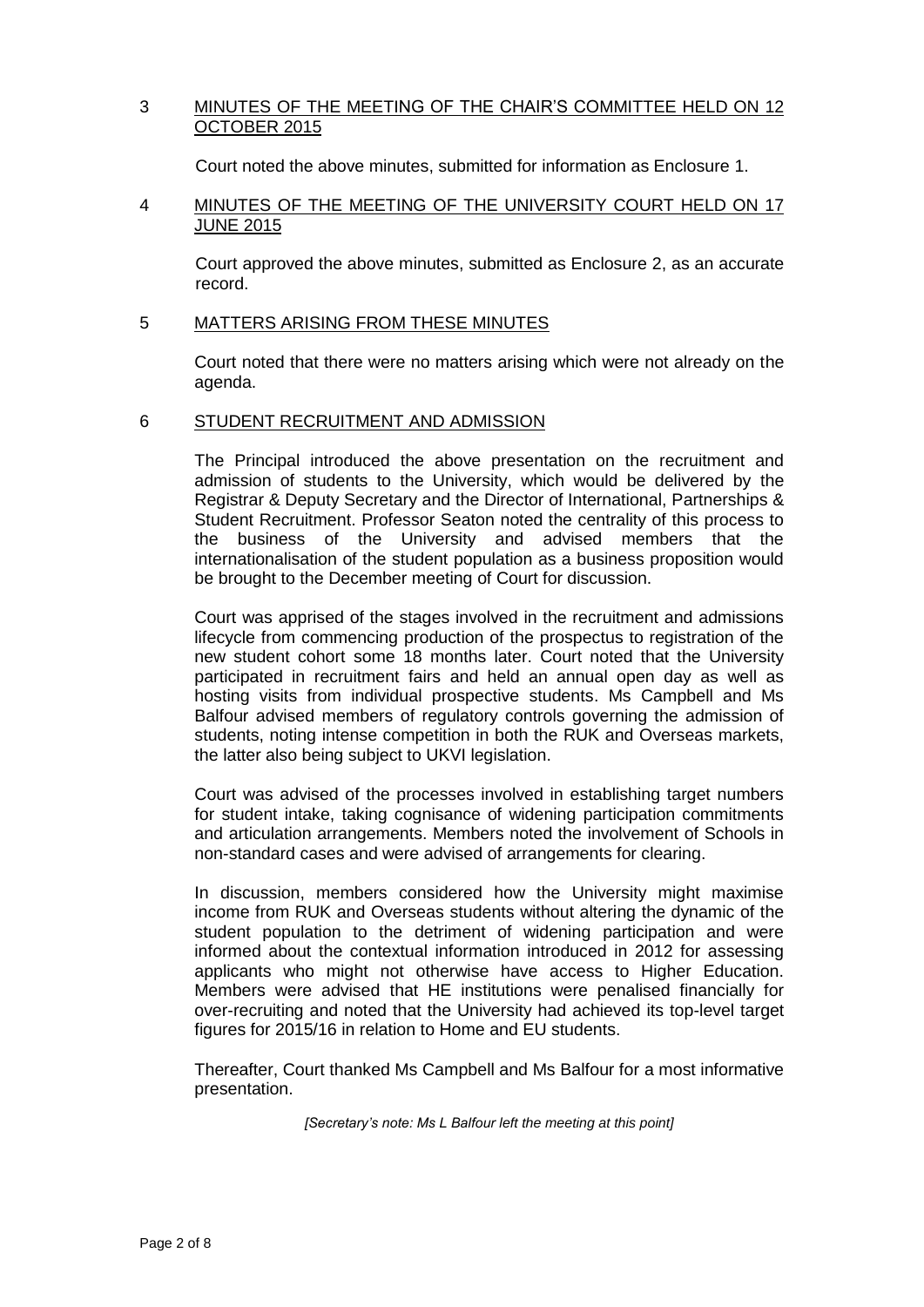## 3 MINUTES OF THE MEETING OF THE CHAIR'S COMMITTEE HELD ON 12 OCTOBER 2015

Court noted the above minutes, submitted for information as Enclosure 1.

## 4 MINUTES OF THE MEETING OF THE UNIVERSITY COURT HELD ON 17 JUNE 2015

Court approved the above minutes, submitted as Enclosure 2, as an accurate record.

## 5 MATTERS ARISING FROM THESE MINUTES

Court noted that there were no matters arising which were not already on the agenda.

## 6 STUDENT RECRUITMENT AND ADMISSION

The Principal introduced the above presentation on the recruitment and admission of students to the University, which would be delivered by the Registrar & Deputy Secretary and the Director of International, Partnerships & Student Recruitment. Professor Seaton noted the centrality of this process to the business of the University and advised members that the internationalisation of the student population as a business proposition would be brought to the December meeting of Court for discussion.

Court was apprised of the stages involved in the recruitment and admissions lifecycle from commencing production of the prospectus to registration of the new student cohort some 18 months later. Court noted that the University participated in recruitment fairs and held an annual open day as well as hosting visits from individual prospective students. Ms Campbell and Ms Balfour advised members of regulatory controls governing the admission of students, noting intense competition in both the RUK and Overseas markets, the latter also being subject to UKVI legislation.

Court was advised of the processes involved in establishing target numbers for student intake, taking cognisance of widening participation commitments and articulation arrangements. Members noted the involvement of Schools in non-standard cases and were advised of arrangements for clearing.

In discussion, members considered how the University might maximise income from RUK and Overseas students without altering the dynamic of the student population to the detriment of widening participation and were informed about the contextual information introduced in 2012 for assessing applicants who might not otherwise have access to Higher Education. Members were advised that HE institutions were penalised financially for over-recruiting and noted that the University had achieved its top-level target figures for 2015/16 in relation to Home and EU students.

Thereafter, Court thanked Ms Campbell and Ms Balfour for a most informative presentation.

*[Secretary's note: Ms L Balfour left the meeting at this point]*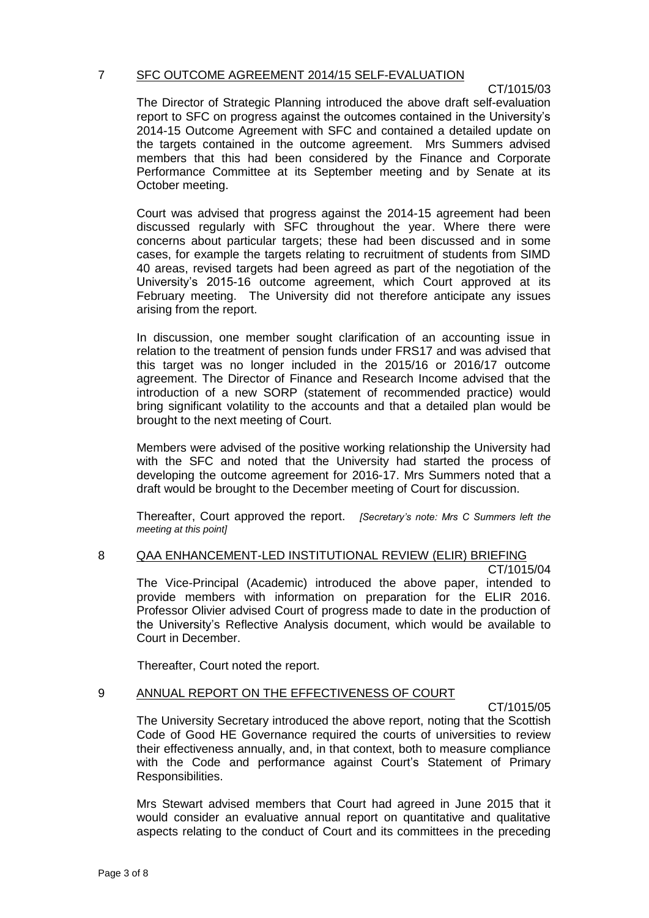## 7 SFC OUTCOME AGREEMENT 2014/15 SELF-EVALUATION

CT/1015/03

The Director of Strategic Planning introduced the above draft self-evaluation report to SFC on progress against the outcomes contained in the University's 2014-15 Outcome Agreement with SFC and contained a detailed update on the targets contained in the outcome agreement. Mrs Summers advised members that this had been considered by the Finance and Corporate Performance Committee at its September meeting and by Senate at its October meeting.

Court was advised that progress against the 2014-15 agreement had been discussed regularly with SFC throughout the year. Where there were concerns about particular targets; these had been discussed and in some cases, for example the targets relating to recruitment of students from SIMD 40 areas, revised targets had been agreed as part of the negotiation of the University's 2015-16 outcome agreement, which Court approved at its February meeting. The University did not therefore anticipate any issues arising from the report.

In discussion, one member sought clarification of an accounting issue in relation to the treatment of pension funds under FRS17 and was advised that this target was no longer included in the 2015/16 or 2016/17 outcome agreement. The Director of Finance and Research Income advised that the introduction of a new SORP (statement of recommended practice) would bring significant volatility to the accounts and that a detailed plan would be brought to the next meeting of Court.

Members were advised of the positive working relationship the University had with the SFC and noted that the University had started the process of developing the outcome agreement for 2016-17. Mrs Summers noted that a draft would be brought to the December meeting of Court for discussion.

Thereafter, Court approved the report. *[Secretary's note: Mrs C Summers left the meeting at this point]*

## 8 QAA ENHANCEMENT-LED INSTITUTIONAL REVIEW (ELIR) BRIEFING

CT/1015/04

The Vice-Principal (Academic) introduced the above paper, intended to provide members with information on preparation for the ELIR 2016. Professor Olivier advised Court of progress made to date in the production of the University's Reflective Analysis document, which would be available to Court in December.

Thereafter, Court noted the report.

## 9 ANNUAL REPORT ON THE EFFECTIVENESS OF COURT

CT/1015/05

The University Secretary introduced the above report, noting that the Scottish Code of Good HE Governance required the courts of universities to review their effectiveness annually, and, in that context, both to measure compliance with the Code and performance against Court's Statement of Primary Responsibilities.

Mrs Stewart advised members that Court had agreed in June 2015 that it would consider an evaluative annual report on quantitative and qualitative aspects relating to the conduct of Court and its committees in the preceding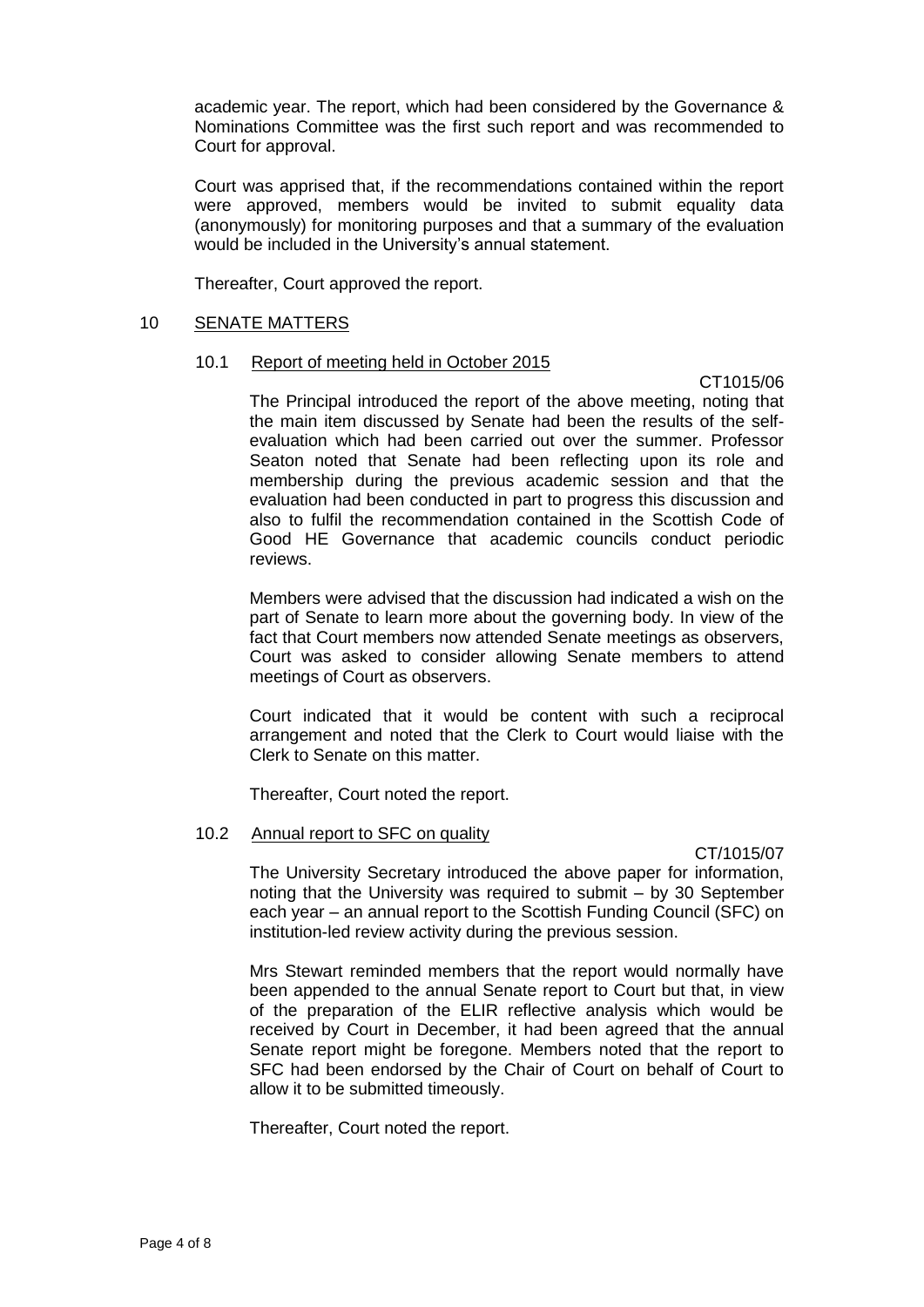academic year. The report, which had been considered by the Governance & Nominations Committee was the first such report and was recommended to Court for approval.

Court was apprised that, if the recommendations contained within the report were approved, members would be invited to submit equality data (anonymously) for monitoring purposes and that a summary of the evaluation would be included in the University's annual statement.

Thereafter, Court approved the report.

## 10 SENATE MATTERS

### 10.1 Report of meeting held in October 2015

CT1015/06

The Principal introduced the report of the above meeting, noting that the main item discussed by Senate had been the results of the self-evaluation which had been carried out over the summer. Professor Seaton noted that Senate had been reflecting upon its role and membership during the previous academic session and that the evaluation had been conducted in part to progress this discussion and also to fulfil the recommendation contained in the Scottish Code of Good HE Governance that academic councils conduct periodic reviews.

Members were advised that the discussion had indicated a wish on the part of Senate to learn more about the governing body. In view of the fact that Court members now attended Senate meetings as observers, Court was asked to consider allowing Senate members to attend meetings of Court as observers.

Court indicated that it would be content with such a reciprocal arrangement and noted that the Clerk to Court would liaise with the Clerk to Senate on this matter.

Thereafter, Court noted the report.

### 10.2 Annual report to SFC on quality

CT/1015/07

The University Secretary introduced the above paper for information, noting that the University was required to submit – by 30 September each year – an annual report to the Scottish Funding Council (SFC) on institution-led review activity during the previous session.

Mrs Stewart reminded members that the report would normally have been appended to the annual Senate report to Court but that, in view of the preparation of the ELIR reflective analysis which would be received by Court in December, it had been agreed that the annual Senate report might be foregone. Members noted that the report to SFC had been endorsed by the Chair of Court on behalf of Court to allow it to be submitted timeously.

Thereafter, Court noted the report.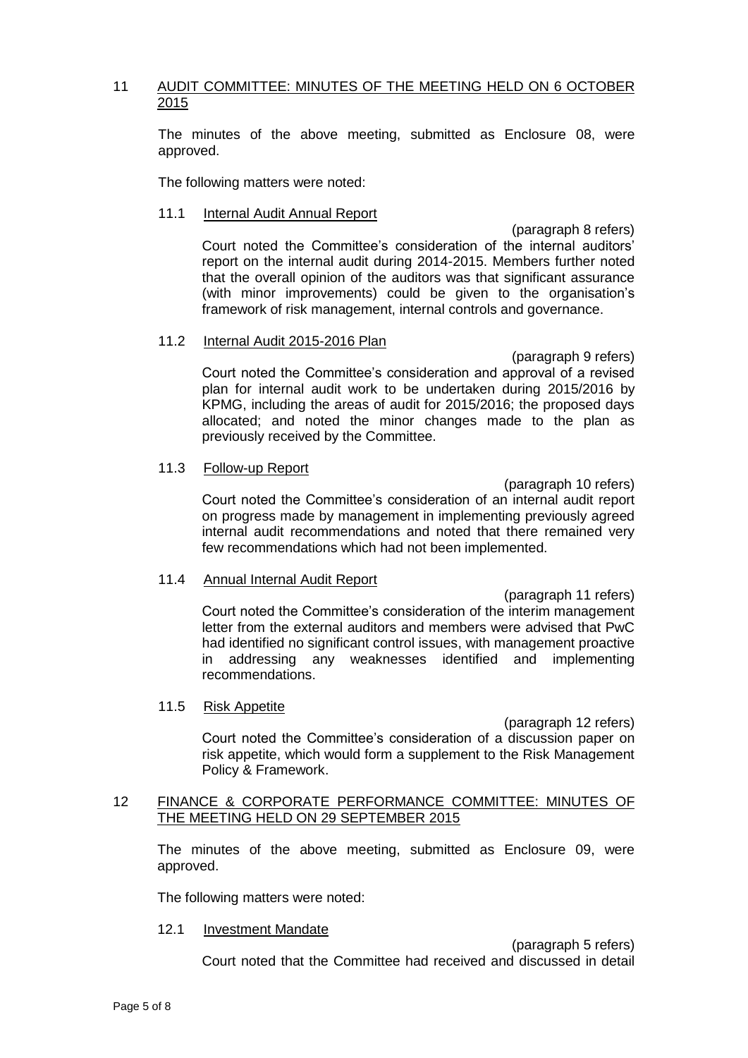## 11 AUDIT COMMITTEE: MINUTES OF THE MEETING HELD ON 6 OCTOBER 2015

The minutes of the above meeting, submitted as Enclosure 08, were approved.

The following matters were noted:

### 11.1 Internal Audit Annual Report

(paragraph 8 refers)

Court noted the Committee's consideration of the internal auditors' report on the internal audit during 2014-2015. Members further noted that the overall opinion of the auditors was that significant assurance (with minor improvements) could be given to the organisation's framework of risk management, internal controls and governance.

### 11.2 Internal Audit 2015-2016 Plan

(paragraph 9 refers)

Court noted the Committee's consideration and approval of a revised plan for internal audit work to be undertaken during 2015/2016 by KPMG, including the areas of audit for 2015/2016; the proposed days allocated; and noted the minor changes made to the plan as previously received by the Committee.

### 11.3 Follow-up Report

(paragraph 10 refers)

Court noted the Committee's consideration of an internal audit report on progress made by management in implementing previously agreed internal audit recommendations and noted that there remained very few recommendations which had not been implemented.

### 11.4 Annual Internal Audit Report

(paragraph 11 refers)

Court noted the Committee's consideration of the interim management letter from the external auditors and members were advised that PwC had identified no significant control issues, with management proactive in addressing any weaknesses identified and implementing recommendations.

### 11.5 Risk Appetite

(paragraph 12 refers)

Court noted the Committee's consideration of a discussion paper on risk appetite, which would form a supplement to the Risk Management Policy & Framework.

## 12 FINANCE & CORPORATE PERFORMANCE COMMITTEE: MINUTES OF THE MEETING HELD ON 29 SEPTEMBER 2015

The minutes of the above meeting, submitted as Enclosure 09, were approved.

The following matters were noted:

### 12.1 Investment Mandate

(paragraph 5 refers)

Court noted that the Committee had received and discussed in detail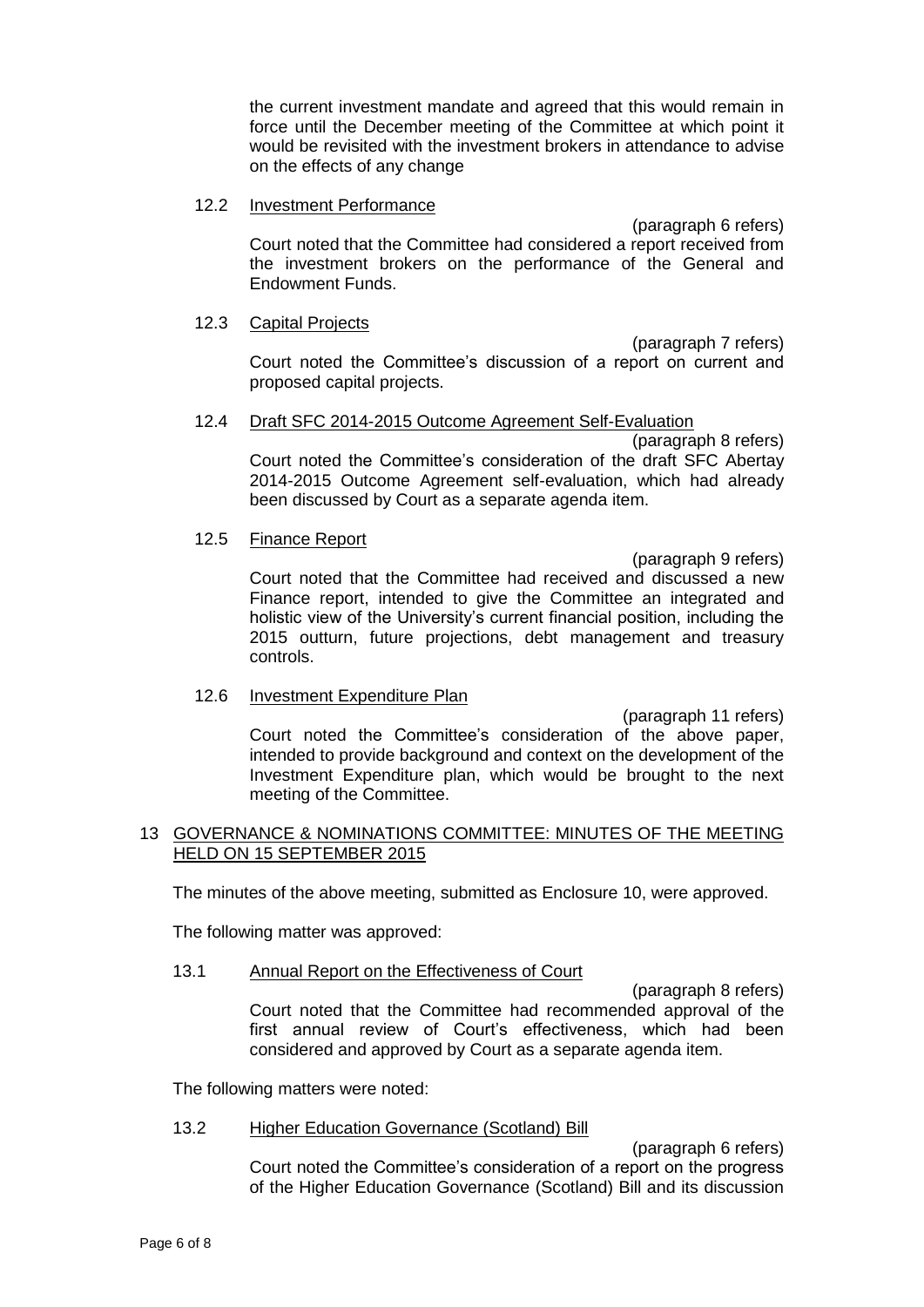the current investment mandate and agreed that this would remain in force until the December meeting of the Committee at which point it would be revisited with the investment brokers in attendance to advise on the effects of any change

12.2 Investment Performance

(paragraph 6 refers)

Court noted that the Committee had considered a report received from the investment brokers on the performance of the General and Endowment Funds.

12.3 Capital Projects

(paragraph 7 refers)

Court noted the Committee's discussion of a report on current and proposed capital projects.

12.4 Draft SFC 2014-2015 Outcome Agreement Self-Evaluation

(paragraph 8 refers)

Court noted the Committee's consideration of the draft SFC Abertay 2014-2015 Outcome Agreement self-evaluation, which had already been discussed by Court as a separate agenda item.

12.5 Finance Report

(paragraph 9 refers)

Court noted that the Committee had received and discussed a new Finance report, intended to give the Committee an integrated and holistic view of the University's current financial position, including the 2015 outturn, future projections, debt management and treasury controls.

12.6 Investment Expenditure Plan

(paragraph 11 refers)

Court noted the Committee's consideration of the above paper, intended to provide background and context on the development of the Investment Expenditure plan, which would be brought to the next meeting of the Committee.

## 13 GOVERNANCE & NOMINATIONS COMMITTEE: MINUTES OF THE MEETING HELD ON 15 SEPTEMBER 2015

The minutes of the above meeting, submitted as Enclosure 10, were approved.

The following matter was approved:

13.1 Annual Report on the Effectiveness of Court

(paragraph 8 refers)

Court noted that the Committee had recommended approval of the first annual review of Court's effectiveness, which had been considered and approved by Court as a separate agenda item.

The following matters were noted:

13.2 Higher Education Governance (Scotland) Bill

(paragraph 6 refers)

Court noted the Committee's consideration of a report on the progress of the Higher Education Governance (Scotland) Bill and its discussion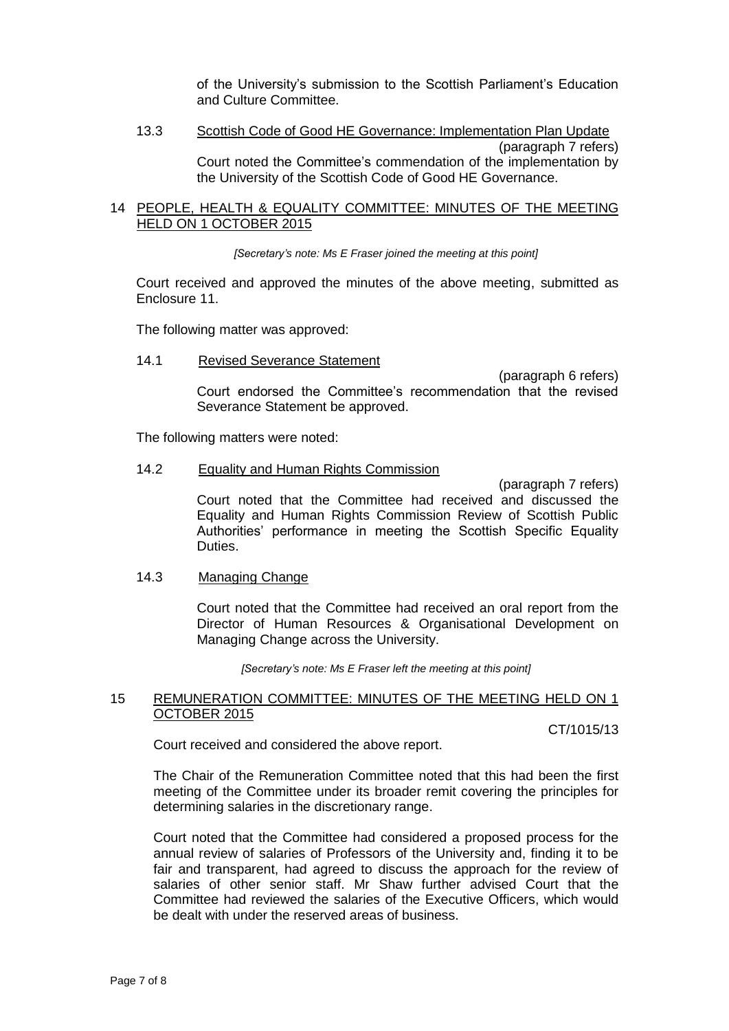of the University's submission to the Scottish Parliament's Education and Culture Committee.

13.3 Scottish Code of Good HE Governance: Implementation Plan Update

(paragraph 7 refers)

Court noted the Committee's commendation of the implementation by the University of the Scottish Code of Good HE Governance.

## 14 PEOPLE, HEALTH & EQUALITY COMMITTEE: MINUTES OF THE MEETING HELD ON 1 OCTOBER 2015

*[Secretary's note: Ms E Fraser joined the meeting at this point]*

Court received and approved the minutes of the above meeting, submitted as Enclosure 11.

The following matter was approved:

14.1 Revised Severance Statement

(paragraph 6 refers)

Court endorsed the Committee's recommendation that the revised Severance Statement be approved.

The following matters were noted:

14.2 Equality and Human Rights Commission

(paragraph 7 refers)

Court noted that the Committee had received and discussed the Equality and Human Rights Commission Review of Scottish Public Authorities' performance in meeting the Scottish Specific Equality Duties.

14.3 Managing Change

Court noted that the Committee had received an oral report from the Director of Human Resources & Organisational Development on Managing Change across the University.

*[Secretary's note: Ms E Fraser left the meeting at this point]*

## 15 REMUNERATION COMMITTEE: MINUTES OF THE MEETING HELD ON 1 OCTOBER 2015

CT/1015/13

Court received and considered the above report.

The Chair of the Remuneration Committee noted that this had been the first meeting of the Committee under its broader remit covering the principles for determining salaries in the discretionary range.

Court noted that the Committee had considered a proposed process for the annual review of salaries of Professors of the University and, finding it to be fair and transparent, had agreed to discuss the approach for the review of salaries of other senior staff. Mr Shaw further advised Court that the Committee had reviewed the salaries of the Executive Officers, which would be dealt with under the reserved areas of business.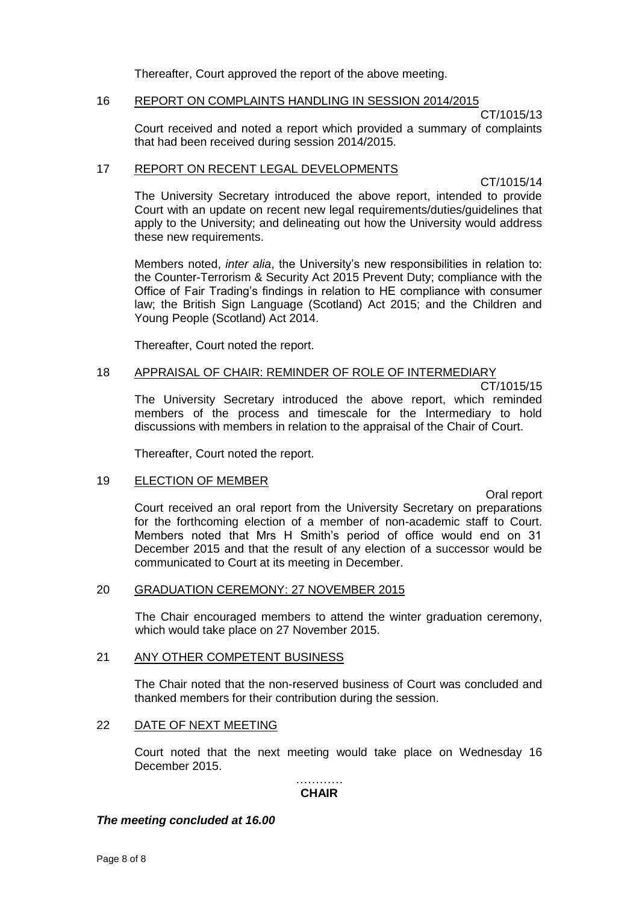Thereafter, Court approved the report of the above meeting.

## 16 REPORT ON COMPLAINTS HANDLING IN SESSION 2014/2015

CT/1015/13

Court received and noted a report which provided a summary of complaints that had been received during session 2014/2015.

## 17 REPORT ON RECENT LEGAL DEVELOPMENTS

CT/1015/14

The University Secretary introduced the above report, intended to provide Court with an update on recent new legal requirements/duties/guidelines that apply to the University; and delineating out how the University would address these new requirements.

Members noted, *inter alia*, the University's new responsibilities in relation to: the Counter-Terrorism & Security Act 2015 Prevent Duty; compliance with the Office of Fair Trading's findings in relation to HE compliance with consumer law; the British Sign Language (Scotland) Act 2015; and the Children and Young People (Scotland) Act 2014.

Thereafter, Court noted the report.

## 18 APPRAISAL OF CHAIR: REMINDER OF ROLE OF INTERMEDIARY

CT/1015/15

The University Secretary introduced the above report, which reminded members of the process and timescale for the Intermediary to hold discussions with members in relation to the appraisal of the Chair of Court.

Thereafter, Court noted the report.

## 19 ELECTION OF MEMBER

Oral report

Court received an oral report from the University Secretary on preparations for the forthcoming election of a member of non-academic staff to Court. Members noted that Mrs H Smith's period of office would end on 31 December 2015 and that the result of any election of a successor would be communicated to Court at its meeting in December.

## 20 GRADUATION CEREMONY: 27 NOVEMBER 2015

The Chair encouraged members to attend the winter graduation ceremony, which would take place on 27 November 2015.

## 21 ANY OTHER COMPETENT BUSINESS

The Chair noted that the non-reserved business of Court was concluded and thanked members for their contribution during the session.

## 22 DATE OF NEXT MEETING

Court noted that the next meeting would take place on Wednesday 16 December 2015.

…………

**CHAIR**

***The meeting concluded at 16.00***